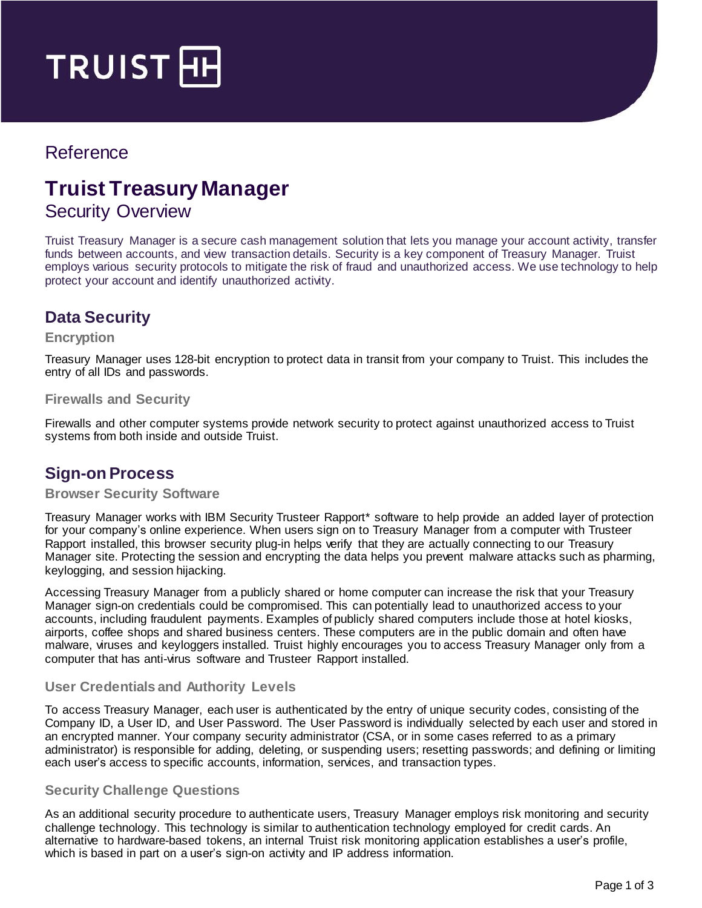TRUIST

Reference

# Truist Treasury Manager

Security Overview

Truist Treasury Manager is a secure cash management solution that lets you manage your account activity, transfer funds between accounts, and view transaction details. Security is a key component of Treasury Manager. Truist employs various security protocols to mitigate the risk of fraud and unauthorized access. We use technology to help protect your account and identify unauthorized activity.

## Data Security

### Encryption

Treasury Manager uses 128-bit encryption to protect data in transit from your company to Truist. This includes the entry of all IDs and passwords.

### Firewalls and Security

Firewalls and other computer systems provide network security to protect against unauthorized access to Truist systems from both inside and outside Truist.

## Sign-on Process

### Browser Security Software

Treasury Manager works with IBM Security Trusteer Rapport* software to help provide an added layer of protection for your company's online experience. When users sign on to Treasury Manager from a computer with Trusteer Rapport installed, this browser security plug-in helps verify that they are actually connecting to our Treasury Manager site. Protecting the session and encrypting the data helps you prevent malware attacks such as pharming, keylogging, and session hijacking.

Accessing Treasury Manager from a publicly shared or home computer can increase the risk that your Treasury Manager sign-on credentials could be compromised. This can potentially lead to unauthorized access to your accounts, including fraudulent payments. Examples of publicly shared computers include those at hotel kiosks, airports, coffee shops and shared business centers. These computers are in the public domain and often have malware, viruses and keyloggers installed. Truist highly encourages you to access Treasury Manager only from a computer that has anti-virus software and Trusteer Rapport installed.

### User Credentials and Authority Levels

To access Treasury Manager, each user is authenticated by the entry of unique security codes, consisting of the Company ID, a User ID, and User Password. The User Password is individually selected by each user and stored in an encrypted manner. Your company security administrator (CSA, or in some cases referred to as a primary administrator) is responsible for adding, deleting, or suspending users; resetting passwords; and defining or limiting each user's access to specific accounts, information, services, and transaction types.

### Security Challenge Questions

As an additional security procedure to authenticate users, Treasury Manager employs risk monitoring and security challenge technology. This technology is similar to authentication technology employed for credit cards. An alternative to hardware-based tokens, an internal Truist risk monitoring application establishes a user's profile, which is based in part on a user's sign-on activity and IP address information.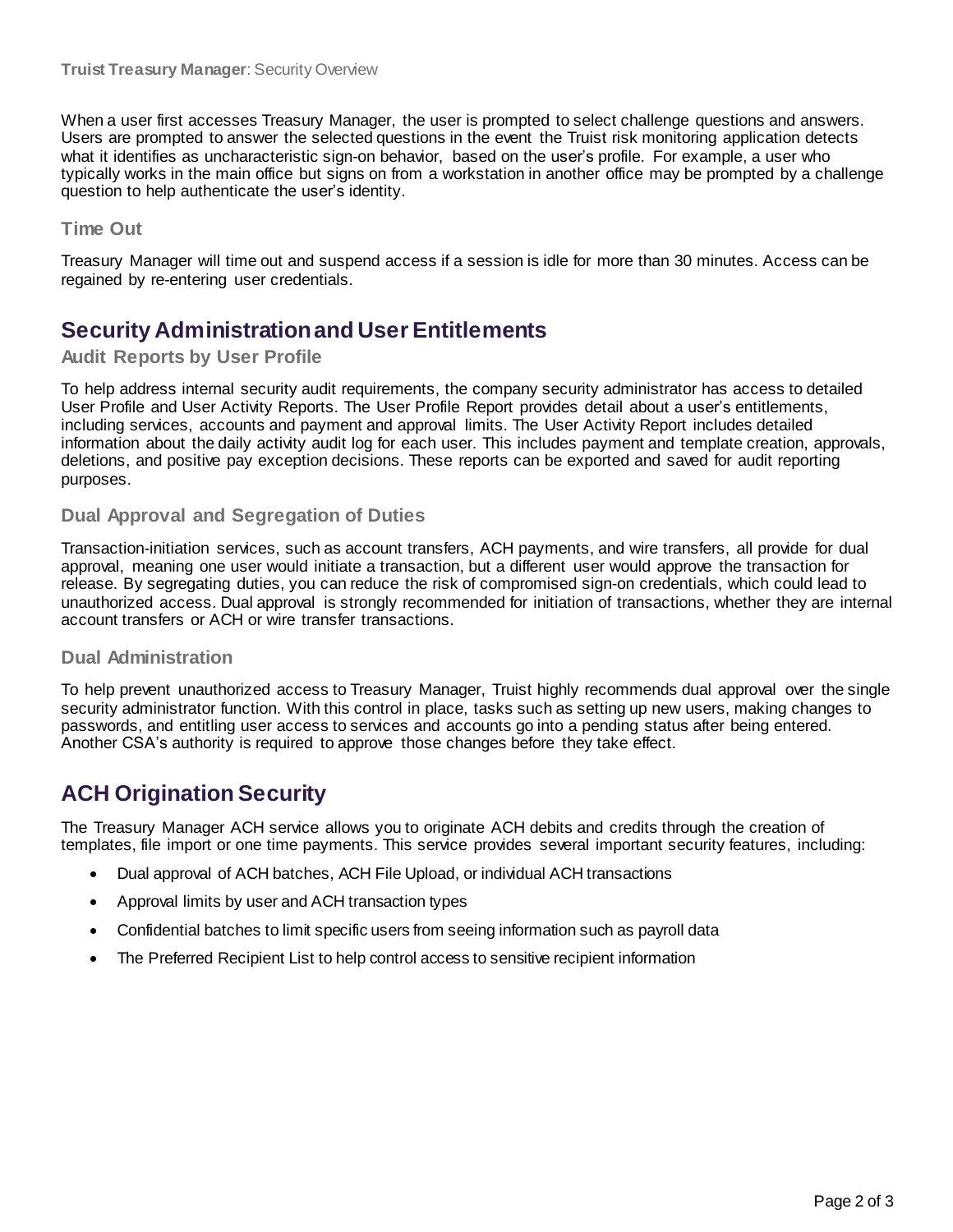When a user first accesses Treasury Manager, the user is prompted to select challenge questions and answers. Users are prompted to answer the selected questions in the event the Truist risk monitoring application detects what it identifies as uncharacteristic sign-on behavior, based on the user's profile. For example, a user who typically works in the main office but signs on from a workstation in another office may be prompted by a challenge question to help authenticate the user's identity.

### Time Out

Treasury Manager will time out and suspend access if a session is idle for more than 30 minutes. Access can be regained by re-entering user credentials.

## Security Administration and User Entitlements

### Audit Reports by User Profile

To help address internal security audit requirements, the company security administrator has access to detailed User Profile and User Activity Reports. The User Profile Report provides detail about a user's entitlements, including services, accounts and payment and approval limits. The User Activity Report includes detailed information about the daily activity audit log for each user. This includes payment and template creation, approvals, deletions, and positive pay exception decisions. These reports can be exported and saved for audit reporting purposes.

### Dual Approval and Segregation of Duties

Transaction-initiation services, such as account transfers, ACH payments, and wire transfers, all provide for dual approval, meaning one user would initiate a transaction, but a different user would approve the transaction for release. By segregating duties, you can reduce the risk of compromised sign-on credentials, which could lead to unauthorized access. Dual approval is strongly recommended for initiation of transactions, whether they are internal account transfers or ACH or wire transfer transactions.

### Dual Administration

To help prevent unauthorized access to Treasury Manager, Truist highly recommends dual approval over the single security administrator function. With this control in place, tasks such as setting up new users, making changes to passwords, and entitling user access to services and accounts go into a pending status after being entered. Another CSA's authority is required to approve those changes before they take effect.

## ACH Origination Security

The Treasury Manager ACH service allows you to originate ACH debits and credits through the creation of templates, file import or one time payments. This service provides several important security features, including:

- Dual approval of ACH batches, ACH File Upload, or individual ACH transactions
- Approval limits by user and ACH transaction types
- Confidential batches to limit specific users from seeing information such as payroll data
- The Preferred Recipient List to help control access to sensitive recipient information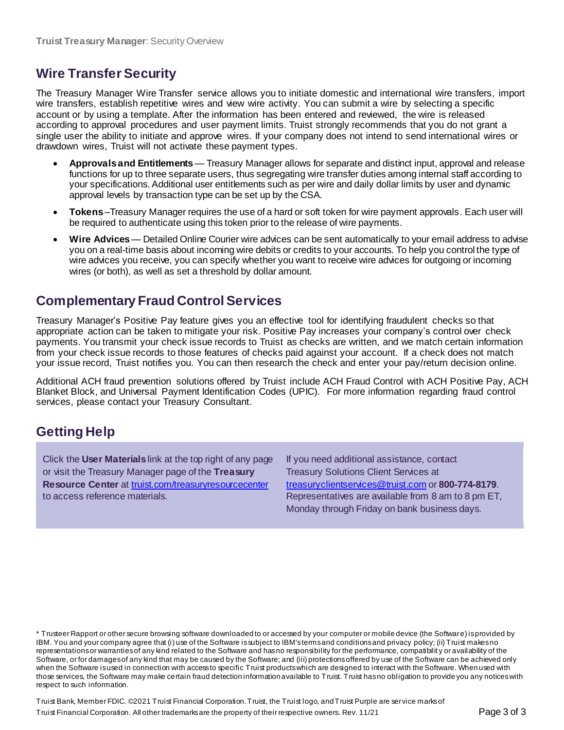## Wire Transfer Security

The Treasury Manager Wire Transfer service allows you to initiate domestic and international wire transfers, import wire transfers, establish repetitive wires and view wire activity. You can submit a wire by selecting a specific account or by using a template. After the information has been entered and reviewed, the wire is released according to approval procedures and user payment limits. Truist strongly recommends that you do not grant a single user the ability to initiate and approve wires. If your company does not intend to send international wires or drawdown wires, Truist will not activate these payment types.

- **Approvals and Entitlements** — Treasury Manager allows for separate and distinct input, approval and release functions for up to three separate users, thus segregating wire transfer duties among internal staff according to your specifications. Additional user entitlements such as per wire and daily dollar limits by user and dynamic approval levels by transaction type can be set up by the CSA.
- **Tokens** –Treasury Manager requires the use of a hard or soft token for wire payment approvals. Each user will be required to authenticate using this token prior to the release of wire payments.
- **Wire Advices** — Detailed Online Courier wire advices can be sent automatically to your email address to advise you on a real-time basis about incoming wire debits or credits to your accounts. To help you control the type of wire advices you receive, you can specify whether you want to receive wire advices for outgoing or incoming wires (or both), as well as set a threshold by dollar amount.

## Complementary Fraud Control Services

Treasury Manager's Positive Pay feature gives you an effective tool for identifying fraudulent checks so that appropriate action can be taken to mitigate your risk. Positive Pay increases your company's control over check payments. You transmit your check issue records to Truist as checks are written, and we match certain information from your check issue records to those features of checks paid against your account. If a check does not match your issue record, Truist notifies you. You can then research the check and enter your pay/return decision online.

Additional ACH fraud prevention solutions offered by Truist include ACH Fraud Control with ACH Positive Pay, ACH Blanket Block, and Universal Payment Identification Codes (UPIC). For more information regarding fraud control services, please contact your Treasury Consultant.

## Getting Help

Click the **User Materials** link at the top right of any page or visit the Treasury Manager page of the **Treasury Resource Center** at truist.com/treasuryresourcecenter to access reference materials.

If you need additional assistance, contact Treasury Solutions Client Services at treasuryclientservices@truist.com or **800-774-8179**. Representatives are available from 8 am to 8 pm ET, Monday through Friday on bank business days.

\* Trusteer Rapport or other secure browsing software downloaded to or accessed by your computer or mobile device (the Software) is provided by IBM. You and your company agree that (i) use of the Software is subject to IBM's terms and conditions and privacy policy; (ii) Truist makes no representations or warranties of any kind related to the Software and has no responsibility for the performance, compatibility or availability of the Software, or for damages of any kind that may be caused by the Software; and (iii) protections offered by use of the Software can be achieved only when the Software is used in connection with access to specific Truist products which are designed to interact with the Software. When used with those services, the Software may make certain fraud detection information available to Truist. Truist has no obligation to provide you any notices with respect to such information.

Truist Bank, Member FDIC. ©2021 Truist Financial Corporation. Truist, the Truist logo, and Truist Purple are service marks of Truist Financial Corporation. All other trademarks are the property of their respective owners. Rev. 11/21